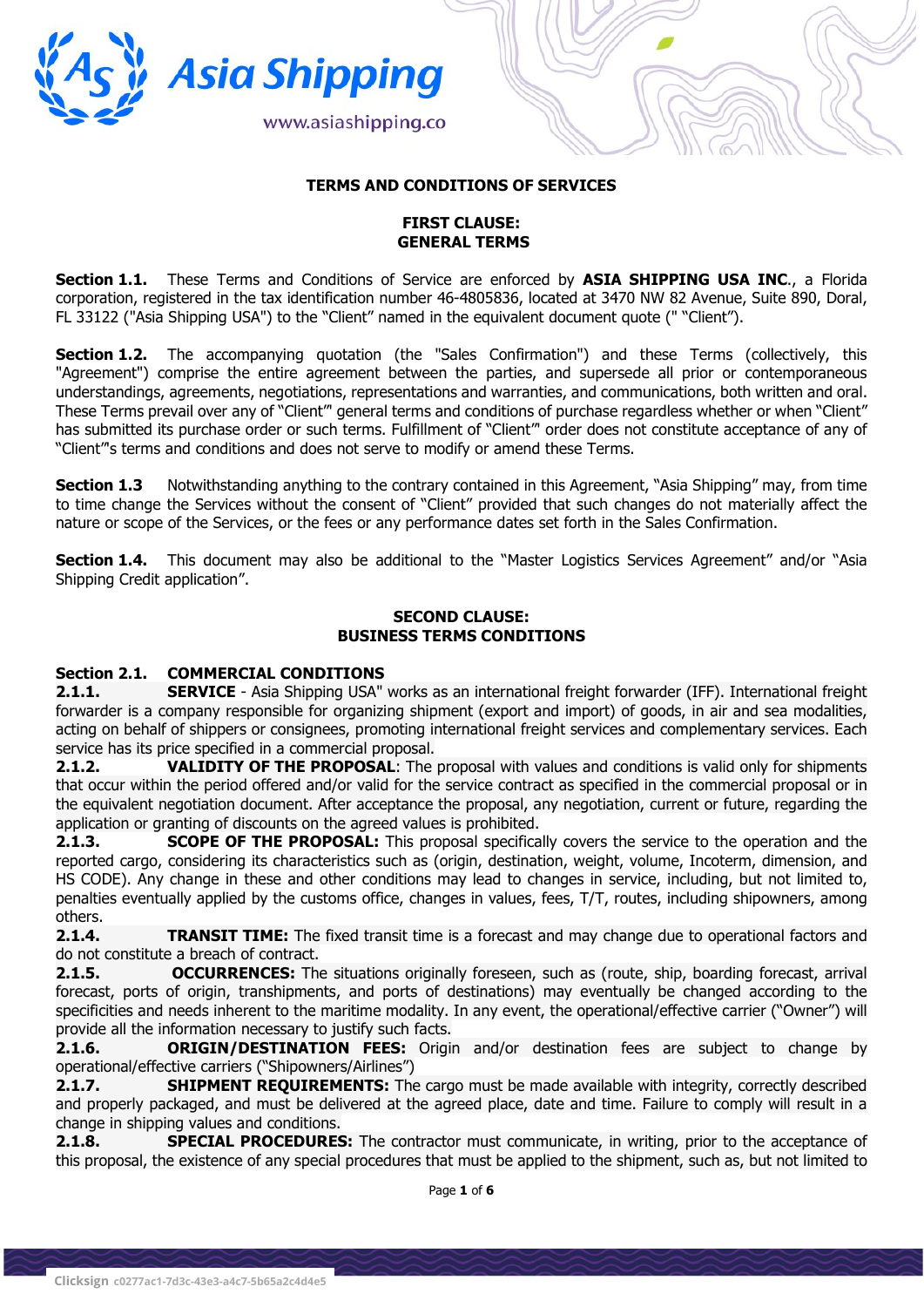Asia Shipping

www.asiashipping.co

# TERMS AND CONDITIONS OF SERVICES

## FIRST CLAUSE: GENERAL TERMS

**Section 1.1.** These Terms and Conditions of Service are enforced by **ASIA SHIPPING USA INC.**, a Florida corporation, registered in the tax identification number 46-4805836, located at 3470 NW 82 Avenue, Suite 890, Doral, FL 33122 ("Asia Shipping USA") to the "Client" named in the equivalent document quote (" "Client").

**Section 1.2.** The accompanying quotation (the "Sales Confirmation") and these Terms (collectively, this "Agreement") comprise the entire agreement between the parties, and supersede all prior or contemporaneous understandings, agreements, negotiations, representations and warranties, and communications, both written and oral. These Terms prevail over any of "Client'" general terms and conditions of purchase regardless whether or when "Client" has submitted its purchase order or such terms. Fulfillment of "Client'" order does not constitute acceptance of any of "Client'"s terms and conditions and does not serve to modify or amend these Terms.

**Section 1.3** Notwithstanding anything to the contrary contained in this Agreement, "Asia Shipping" may, from time to time change the Services without the consent of "Client" provided that such changes do not materially affect the nature or scope of the Services, or the fees or any performance dates set forth in the Sales Confirmation.

**Section 1.4.** This document may also be additional to the "Master Logistics Services Agreement" and/or "Asia Shipping Credit application".

## SECOND CLAUSE: BUSINESS TERMS CONDITIONS

**Section 2.1. COMMERCIAL CONDITIONS**

**2.1.1. SERVICE** - Asia Shipping USA" works as an international freight forwarder (IFF). International freight forwarder is a company responsible for organizing shipment (export and import) of goods, in air and sea modalities, acting on behalf of shippers or consignees, promoting international freight services and complementary services. Each service has its price specified in a commercial proposal.

**2.1.2. VALIDITY OF THE PROPOSAL**: The proposal with values and conditions is valid only for shipments that occur within the period offered and/or valid for the service contract as specified in the commercial proposal or in the equivalent negotiation document. After acceptance the proposal, any negotiation, current or future, regarding the application or granting of discounts on the agreed values is prohibited.

**2.1.3. SCOPE OF THE PROPOSAL:** This proposal specifically covers the service to the operation and the reported cargo, considering its characteristics such as (origin, destination, weight, volume, Incoterm, dimension, and HS CODE). Any change in these and other conditions may lead to changes in service, including, but not limited to, penalties eventually applied by the customs office, changes in values, fees, T/T, routes, including shipowners, among others.

**2.1.4. TRANSIT TIME:** The fixed transit time is a forecast and may change due to operational factors and do not constitute a breach of contract.

**2.1.5. OCCURRENCES:** The situations originally foreseen, such as (route, ship, boarding forecast, arrival forecast, ports of origin, transhipments, and ports of destinations) may eventually be changed according to the specificities and needs inherent to the maritime modality. In any event, the operational/effective carrier ("Owner") will provide all the information necessary to justify such facts.

**2.1.6. ORIGIN/DESTINATION FEES:** Origin and/or destination fees are subject to change by operational/effective carriers ("Shipowners/Airlines")

**2.1.7. SHIPMENT REQUIREMENTS:** The cargo must be made available with integrity, correctly described and properly packaged, and must be delivered at the agreed place, date and time. Failure to comply will result in a change in shipping values and conditions.

**2.1.8. SPECIAL PROCEDURES:** The contractor must communicate, in writing, prior to the acceptance of this proposal, the existence of any special procedures that must be applied to the shipment, such as, but not limited to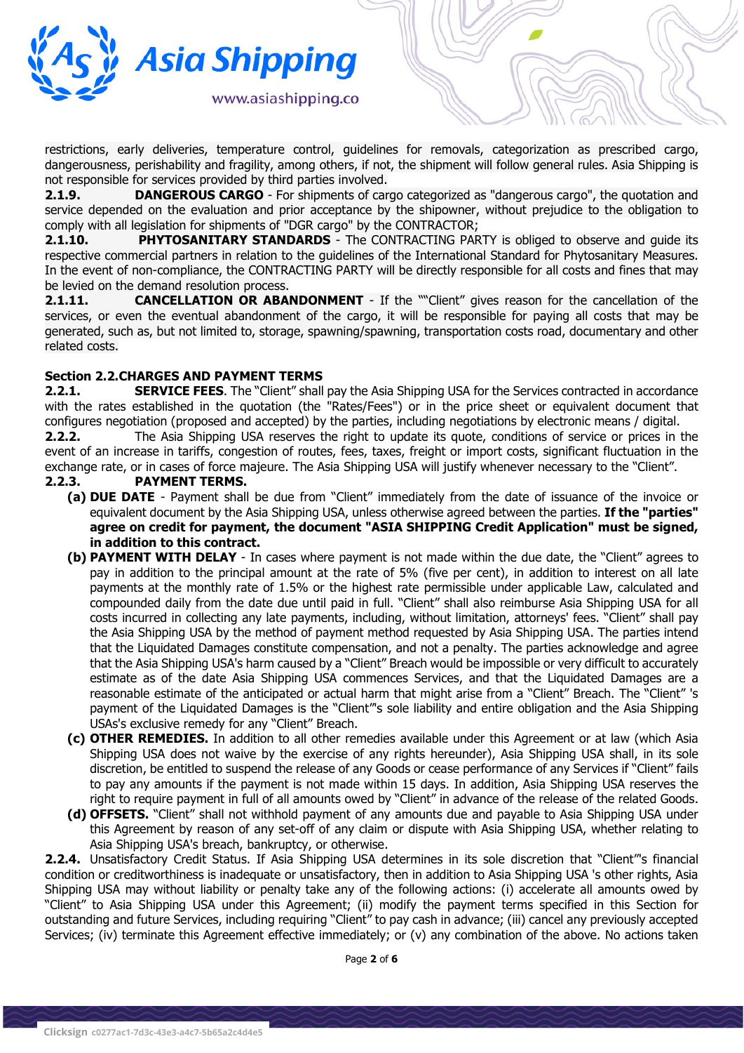restrictions, early deliveries, temperature control, guidelines for removals, categorization as prescribed cargo, dangerousness, perishability and fragility, among others, if not, the shipment will follow general rules. Asia Shipping is not responsible for services provided by third parties involved.

**2.1.9.** **DANGEROUS CARGO** - For shipments of cargo categorized as "dangerous cargo", the quotation and service depended on the evaluation and prior acceptance by the shipowner, without prejudice to the obligation to comply with all legislation for shipments of "DGR cargo" by the CONTRACTOR;

**2.1.10.** **PHYTOSANITARY STANDARDS** - The CONTRACTING PARTY is obliged to observe and guide its respective commercial partners in relation to the guidelines of the International Standard for Phytosanitary Measures. In the event of non-compliance, the CONTRACTING PARTY will be directly responsible for all costs and fines that may be levied on the demand resolution process.

**2.1.11.** **CANCELLATION OR ABANDONMENT** - If the ""Client" gives reason for the cancellation of the services, or even the eventual abandonment of the cargo, it will be responsible for paying all costs that may be generated, such as, but not limited to, storage, spawning/spawning, transportation costs road, documentary and other related costs.

**Section 2.2.CHARGES AND PAYMENT TERMS**

**2.2.1.** **SERVICE FEES**. The "Client" shall pay the Asia Shipping USA for the Services contracted in accordance with the rates established in the quotation (the "Rates/Fees") or in the price sheet or equivalent document that configures negotiation (proposed and accepted) by the parties, including negotiations by electronic means / digital.

**2.2.2.** The Asia Shipping USA reserves the right to update its quote, conditions of service or prices in the event of an increase in tariffs, congestion of routes, fees, taxes, freight or import costs, significant fluctuation in the exchange rate, or in cases of force majeure. The Asia Shipping USA will justify whenever necessary to the "Client".

**2.2.3.** **PAYMENT TERMS.**

**(a) DUE DATE** - Payment shall be due from "Client" immediately from the date of issuance of the invoice or equivalent document by the Asia Shipping USA, unless otherwise agreed between the parties. **If the "parties" agree on credit for payment, the document "ASIA SHIPPING Credit Application" must be signed, in addition to this contract.**

**(b) PAYMENT WITH DELAY** - In cases where payment is not made within the due date, the "Client" agrees to pay in addition to the principal amount at the rate of 5% (five per cent), in addition to interest on all late payments at the monthly rate of 1.5% or the highest rate permissible under applicable Law, calculated and compounded daily from the date due until paid in full. "Client" shall also reimburse Asia Shipping USA for all costs incurred in collecting any late payments, including, without limitation, attorneys' fees. "Client" shall pay the Asia Shipping USA by the method of payment method requested by Asia Shipping USA. The parties intend that the Liquidated Damages constitute compensation, and not a penalty. The parties acknowledge and agree that the Asia Shipping USA's harm caused by a "Client" Breach would be impossible or very difficult to accurately estimate as of the date Asia Shipping USA commences Services, and that the Liquidated Damages are a reasonable estimate of the anticipated or actual harm that might arise from a "Client" Breach. The "Client" 's payment of the Liquidated Damages is the "Client"'s sole liability and entire obligation and the Asia Shipping USAs's exclusive remedy for any "Client" Breach.

**(c) OTHER REMEDIES.** In addition to all other remedies available under this Agreement or at law (which Asia Shipping USA does not waive by the exercise of any rights hereunder), Asia Shipping USA shall, in its sole discretion, be entitled to suspend the release of any Goods or cease performance of any Services if "Client" fails to pay any amounts if the payment is not made within 15 days. In addition, Asia Shipping USA reserves the right to require payment in full of all amounts owed by "Client" in advance of the release of the related Goods.

**(d) OFFSETS.** "Client" shall not withhold payment of any amounts due and payable to Asia Shipping USA under this Agreement by reason of any set-off of any claim or dispute with Asia Shipping USA, whether relating to Asia Shipping USA's breach, bankruptcy, or otherwise.

**2.2.4.** Unsatisfactory Credit Status. If Asia Shipping USA determines in its sole discretion that "Client"'s financial condition or creditworthiness is inadequate or unsatisfactory, then in addition to Asia Shipping USA 's other rights, Asia Shipping USA may without liability or penalty take any of the following actions: (i) accelerate all amounts owed by "Client" to Asia Shipping USA under this Agreement; (ii) modify the payment terms specified in this Section for outstanding and future Services, including requiring "Client" to pay cash in advance; (iii) cancel any previously accepted Services; (iv) terminate this Agreement effective immediately; or (v) any combination of the above. No actions taken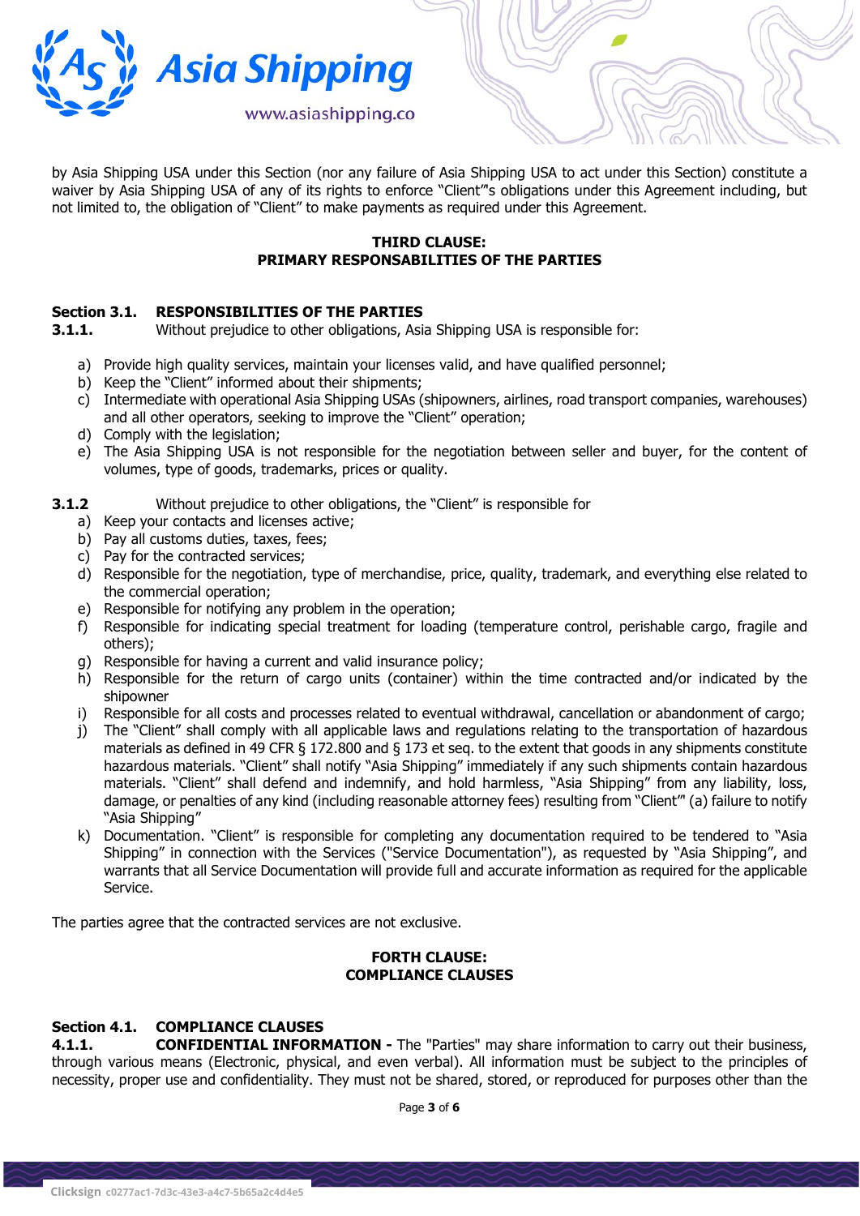by Asia Shipping USA under this Section (nor any failure of Asia Shipping USA to act under this Section) constitute a waiver by Asia Shipping USA of any of its rights to enforce "Client"'s obligations under this Agreement including, but not limited to, the obligation of "Client" to make payments as required under this Agreement.

**THIRD CLAUSE:**
**PRIMARY RESPONSABILITIES OF THE PARTIES**

**Section 3.1. RESPONSIBILITIES OF THE PARTIES**

**3.1.1.** Without prejudice to other obligations, Asia Shipping USA is responsible for:

a) Provide high quality services, maintain your licenses valid, and have qualified personnel;
b) Keep the "Client" informed about their shipments;
c) Intermediate with operational Asia Shipping USAs (shipowners, airlines, road transport companies, warehouses) and all other operators, seeking to improve the "Client" operation;
d) Comply with the legislation;
e) The Asia Shipping USA is not responsible for the negotiation between seller and buyer, for the content of volumes, type of goods, trademarks, prices or quality.

**3.1.2** Without prejudice to other obligations, the "Client" is responsible for

a) Keep your contacts and licenses active;
b) Pay all customs duties, taxes, fees;
c) Pay for the contracted services;
d) Responsible for the negotiation, type of merchandise, price, quality, trademark, and everything else related to the commercial operation;
e) Responsible for notifying any problem in the operation;
f) Responsible for indicating special treatment for loading (temperature control, perishable cargo, fragile and others);
g) Responsible for having a current and valid insurance policy;
h) Responsible for the return of cargo units (container) within the time contracted and/or indicated by the shipowner
i) Responsible for all costs and processes related to eventual withdrawal, cancellation or abandonment of cargo;
j) The "Client" shall comply with all applicable laws and regulations relating to the transportation of hazardous materials as defined in 49 CFR § 172.800 and § 173 et seq. to the extent that goods in any shipments constitute hazardous materials. "Client" shall notify "Asia Shipping" immediately if any such shipments contain hazardous materials. "Client" shall defend and indemnify, and hold harmless, "Asia Shipping" from any liability, loss, damage, or penalties of any kind (including reasonable attorney fees) resulting from "Client"' (a) failure to notify "Asia Shipping"
k) Documentation. "Client" is responsible for completing any documentation required to be tendered to "Asia Shipping" in connection with the Services ("Service Documentation"), as requested by "Asia Shipping", and warrants that all Service Documentation will provide full and accurate information as required for the applicable Service.

The parties agree that the contracted services are not exclusive.

**FORTH CLAUSE:**
**COMPLIANCE CLAUSES**

**Section 4.1. COMPLIANCE CLAUSES**

**4.1.1. CONFIDENTIAL INFORMATION -** The "Parties" may share information to carry out their business, through various means (Electronic, physical, and even verbal). All information must be subject to the principles of necessity, proper use and confidentiality. They must not be shared, stored, or reproduced for purposes other than the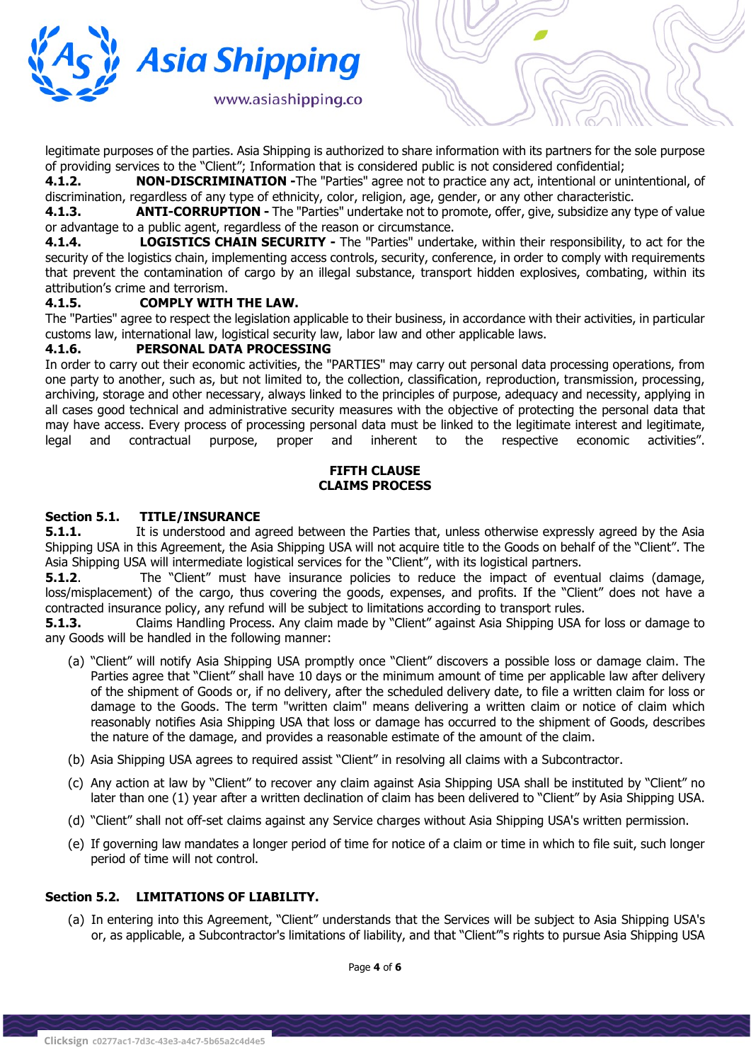legitimate purposes of the parties. Asia Shipping is authorized to share information with its partners for the sole purpose of providing services to the "Client"; Information that is considered public is not considered confidential;

**4.1.2. NON-DISCRIMINATION -**The "Parties" agree not to practice any act, intentional or unintentional, of discrimination, regardless of any type of ethnicity, color, religion, age, gender, or any other characteristic.

**4.1.3. ANTI-CORRUPTION -** The "Parties" undertake not to promote, offer, give, subsidize any type of value or advantage to a public agent, regardless of the reason or circumstance.

**4.1.4. LOGISTICS CHAIN SECURITY -** The "Parties" undertake, within their responsibility, to act for the security of the logistics chain, implementing access controls, security, conference, in order to comply with requirements that prevent the contamination of cargo by an illegal substance, transport hidden explosives, combating, within its attribution's crime and terrorism.

**4.1.5. COMPLY WITH THE LAW.**

The "Parties" agree to respect the legislation applicable to their business, in accordance with their activities, in particular customs law, international law, logistical security law, labor law and other applicable laws.

**4.1.6. PERSONAL DATA PROCESSING**

In order to carry out their economic activities, the "PARTIES" may carry out personal data processing operations, from one party to another, such as, but not limited to, the collection, classification, reproduction, transmission, processing, archiving, storage and other necessary, always linked to the principles of purpose, adequacy and necessity, applying in all cases good technical and administrative security measures with the objective of protecting the personal data that may have access. Every process of processing personal data must be linked to the legitimate interest and legitimate, legal and contractual purpose, proper and inherent to the respective economic activities".

## FIFTH CLAUSE
## CLAIMS PROCESS

**Section 5.1. TITLE/INSURANCE**

**5.1.1.** It is understood and agreed between the Parties that, unless otherwise expressly agreed by the Asia Shipping USA in this Agreement, the Asia Shipping USA will not acquire title to the Goods on behalf of the "Client". The Asia Shipping USA will intermediate logistical services for the "Client", with its logistical partners.

**5.1.2**. The "Client" must have insurance policies to reduce the impact of eventual claims (damage, loss/misplacement) of the cargo, thus covering the goods, expenses, and profits. If the "Client" does not have a contracted insurance policy, any refund will be subject to limitations according to transport rules.

**5.1.3.** Claims Handling Process. Any claim made by "Client" against Asia Shipping USA for loss or damage to any Goods will be handled in the following manner:

(a) "Client" will notify Asia Shipping USA promptly once "Client" discovers a possible loss or damage claim. The Parties agree that "Client" shall have 10 days or the minimum amount of time per applicable law after delivery of the shipment of Goods or, if no delivery, after the scheduled delivery date, to file a written claim for loss or damage to the Goods. The term "written claim" means delivering a written claim or notice of claim which reasonably notifies Asia Shipping USA that loss or damage has occurred to the shipment of Goods, describes the nature of the damage, and provides a reasonable estimate of the amount of the claim.

(b) Asia Shipping USA agrees to required assist "Client" in resolving all claims with a Subcontractor.

(c) Any action at law by "Client" to recover any claim against Asia Shipping USA shall be instituted by "Client" no later than one (1) year after a written declination of claim has been delivered to "Client" by Asia Shipping USA.

(d) "Client" shall not off-set claims against any Service charges without Asia Shipping USA's written permission.

(e) If governing law mandates a longer period of time for notice of a claim or time in which to file suit, such longer period of time will not control.

**Section 5.2. LIMITATIONS OF LIABILITY.**

(a) In entering into this Agreement, "Client" understands that the Services will be subject to Asia Shipping USA's or, as applicable, a Subcontractor's limitations of liability, and that "Client"'s rights to pursue Asia Shipping USA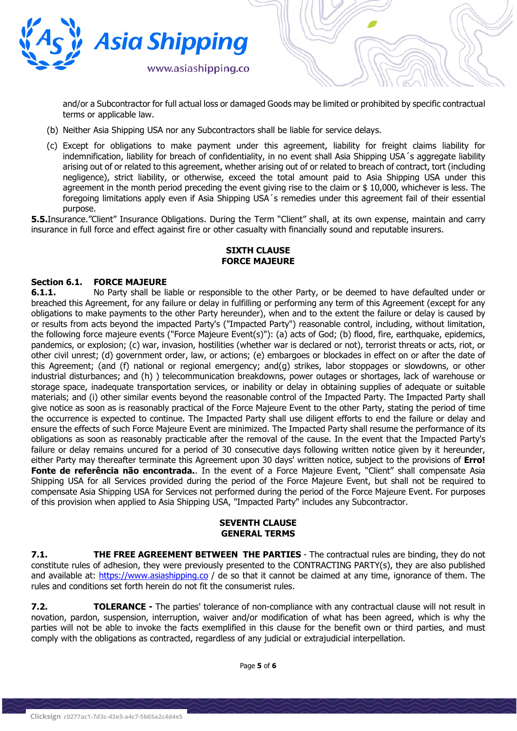and/or a Subcontractor for full actual loss or damaged Goods may be limited or prohibited by specific contractual terms or applicable law.

(b) Neither Asia Shipping USA nor any Subcontractors shall be liable for service delays.

(c) Except for obligations to make payment under this agreement, liability for freight claims liability for indemnification, liability for breach of confidentiality, in no event shall Asia Shipping USA´s aggregate liability arising out of or related to this agreement, whether arising out of or related to breach of contract, tort (including negligence), strict liability, or otherwise, exceed the total amount paid to Asia Shipping USA under this agreement in the month period preceding the event giving rise to the claim or $ 10,000, whichever is less. The foregoing limitations apply even if Asia Shipping USA´s remedies under this agreement fail of their essential purpose.

**5.5.**Insurance."Client" Insurance Obligations. During the Term "Client" shall, at its own expense, maintain and carry insurance in full force and effect against fire or other casualty with financially sound and reputable insurers.

## SIXTH CLAUSE
## FORCE MAJEURE

### Section 6.1. FORCE MAJEURE

**6.1.1.** No Party shall be liable or responsible to the other Party, or be deemed to have defaulted under or breached this Agreement, for any failure or delay in fulfilling or performing any term of this Agreement (except for any obligations to make payments to the other Party hereunder), when and to the extent the failure or delay is caused by or results from acts beyond the impacted Party's ("Impacted Party") reasonable control, including, without limitation, the following force majeure events ("Force Majeure Event(s)"): (a) acts of God; (b) flood, fire, earthquake, epidemics, pandemics, or explosion; (c) war, invasion, hostilities (whether war is declared or not), terrorist threats or acts, riot, or other civil unrest; (d) government order, law, or actions; (e) embargoes or blockades in effect on or after the date of this Agreement; (and (f) national or regional emergency; and(g) strikes, labor stoppages or slowdowns, or other industrial disturbances; and (h) ) telecommunication breakdowns, power outages or shortages, lack of warehouse or storage space, inadequate transportation services, or inability or delay in obtaining supplies of adequate or suitable materials; and (i) other similar events beyond the reasonable control of the Impacted Party. The Impacted Party shall give notice as soon as is reasonably practical of the Force Majeure Event to the other Party, stating the period of time the occurrence is expected to continue. The Impacted Party shall use diligent efforts to end the failure or delay and ensure the effects of such Force Majeure Event are minimized. The Impacted Party shall resume the performance of its obligations as soon as reasonably practicable after the removal of the cause. In the event that the Impacted Party's failure or delay remains uncured for a period of 30 consecutive days following written notice given by it hereunder, either Party may thereafter terminate this Agreement upon 30 days' written notice, subject to the provisions of **Erro! Fonte de referência não encontrada.**. In the event of a Force Majeure Event, "Client" shall compensate Asia Shipping USA for all Services provided during the period of the Force Majeure Event, but shall not be required to compensate Asia Shipping USA for Services not performed during the period of the Force Majeure Event. For purposes of this provision when applied to Asia Shipping USA, "Impacted Party" includes any Subcontractor.

## SEVENTH CLAUSE
## GENERAL TERMS

**7.1. THE FREE AGREEMENT BETWEEN THE PARTIES** - The contractual rules are binding, they do not constitute rules of adhesion, they were previously presented to the CONTRACTING PARTY(s), they are also published and available at: [https://www.asiashipping.co](https://www.asiashipping.co) / de so that it cannot be claimed at any time, ignorance of them. The rules and conditions set forth herein do not fit the consumerist rules.

**7.2. TOLERANCE -** The parties' tolerance of non-compliance with any contractual clause will not result in novation, pardon, suspension, interruption, waiver and/or modification of what has been agreed, which is why the parties will not be able to invoke the facts exemplified in this clause for the benefit own or third parties, and must comply with the obligations as contracted, regardless of any judicial or extrajudicial interpellation.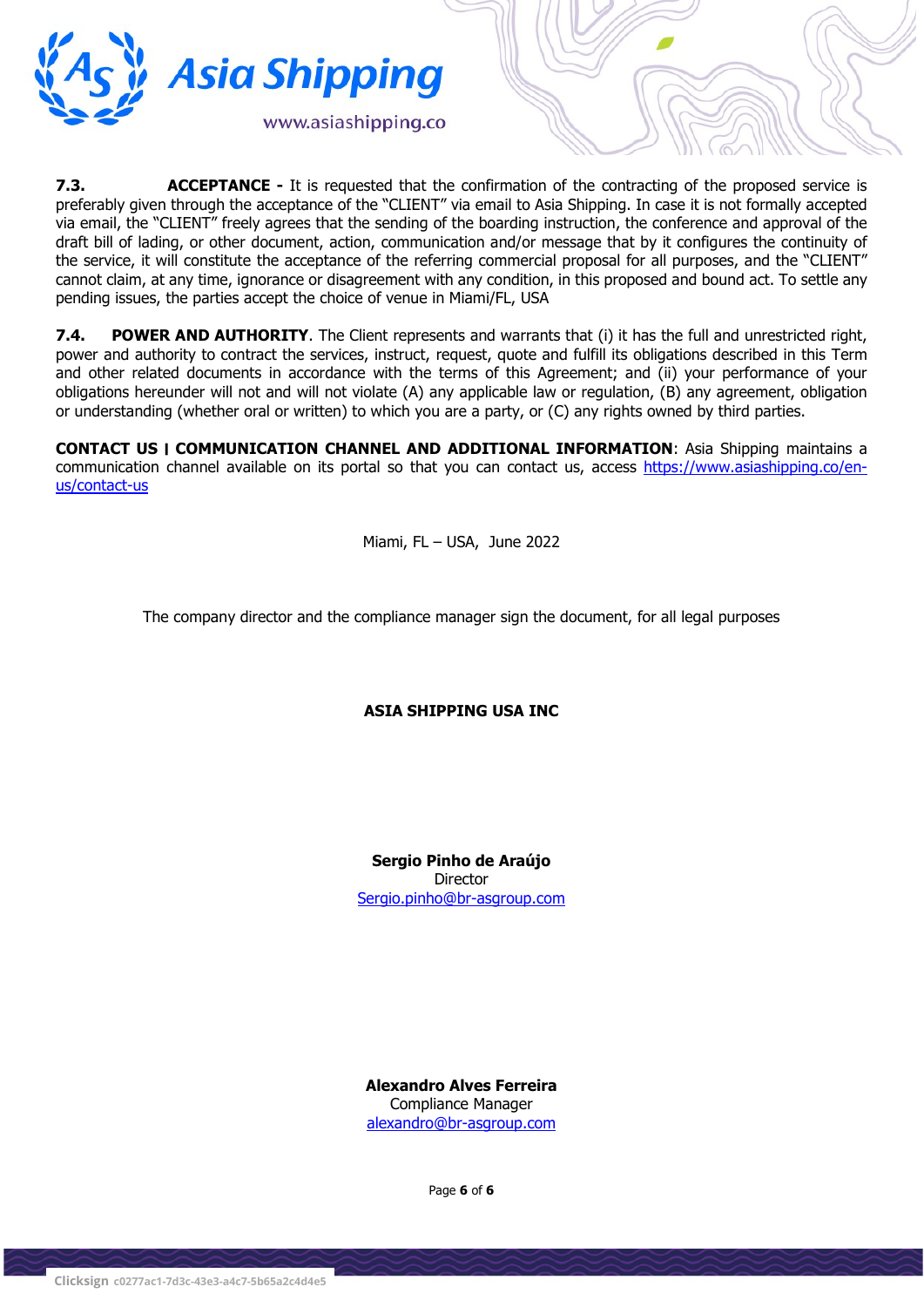**7.3. ACCEPTANCE -** It is requested that the confirmation of the contracting of the proposed service is preferably given through the acceptance of the "CLIENT" via email to Asia Shipping. In case it is not formally accepted via email, the "CLIENT" freely agrees that the sending of the boarding instruction, the conference and approval of the draft bill of lading, or other document, action, communication and/or message that by it configures the continuity of the service, it will constitute the acceptance of the referring commercial proposal for all purposes, and the "CLIENT" cannot claim, at any time, ignorance or disagreement with any condition, in this proposed and bound act. To settle any pending issues, the parties accept the choice of venue in Miami/FL, USA

**7.4. POWER AND AUTHORITY**. The Client represents and warrants that (i) it has the full and unrestricted right, power and authority to contract the services, instruct, request, quote and fulfill its obligations described in this Term and other related documents in accordance with the terms of this Agreement; and (ii) your performance of your obligations hereunder will not and will not violate (A) any applicable law or regulation, (B) any agreement, obligation or understanding (whether oral or written) to which you are a party, or (C) any rights owned by third parties.

**CONTACT US | COMMUNICATION CHANNEL AND ADDITIONAL INFORMATION**: Asia Shipping maintains a communication channel available on its portal so that you can contact us, access https://www.asiashipping.co/en-us/contact-us

Miami, FL – USA, June 2022

The company director and the compliance manager sign the document, for all legal purposes

**ASIA SHIPPING USA INC**

**Sergio Pinho de Araújo**
Director
Sergio.pinho@br-asgroup.com

**Alexandro Alves Ferreira**
Compliance Manager
alexandro@br-asgroup.com

Clicksign c0277ac1-7d3c-43e3-a4c7-5b65a2c4d4e5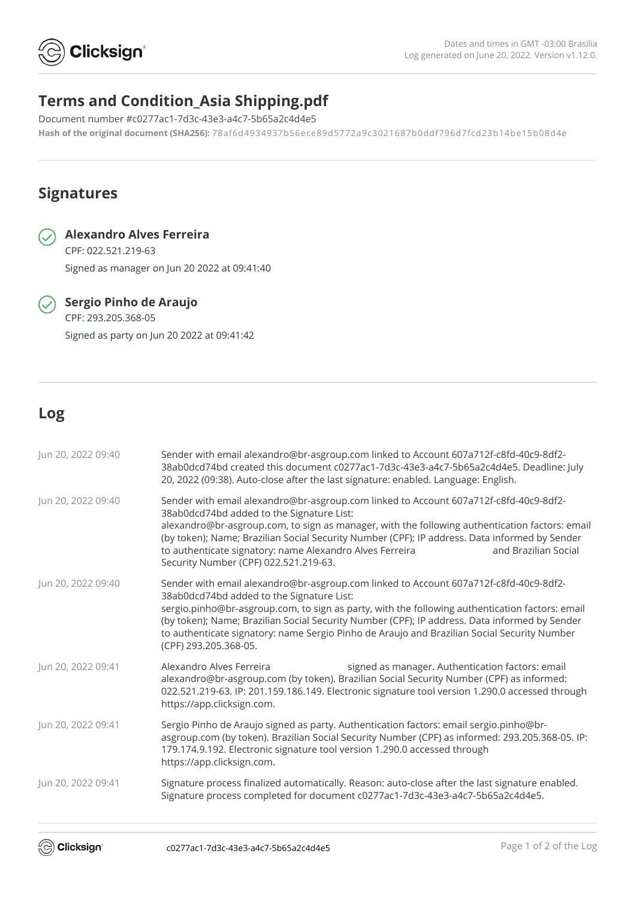Dates and times in GMT -03:00 Brasilia
Log generated on June 20, 2022. Version v1.12.0.

## Terms and Condition_Asia Shipping.pdf

Document number #c0277ac1-7d3c-43e3-a4c7-5b65a2c4d4e5

**Hash of the original document (SHA256):** 78af6d4934937b56ece89d5772a9c3021687b0ddf796d7fcd23b14be15b08d4e

## Signatures

**Alexandro Alves Ferreira**
CPF: 022.521.219-63
Signed as manager on Jun 20 2022 at 09:41:40

**Sergio Pinho de Araujo**
CPF: 293.205.368-05
Signed as party on Jun 20 2022 at 09:41:42

## Log

| | |
|---|---|
| Jun 20, 2022 09:40 | Sender with email alexandro@br-asgroup.com linked to Account 607a712f-c8fd-40c9-8df2-38ab0dcd74bd created this document c0277ac1-7d3c-43e3-a4c7-5b65a2c4d4e5. Deadline: July 20, 2022 (09:38). Auto-close after the last signature: enabled. Language: English. |
| Jun 20, 2022 09:40 | Sender with email alexandro@br-asgroup.com linked to Account 607a712f-c8fd-40c9-8df2-38ab0dcd74bd added to the Signature List: alexandro@br-asgroup.com, to sign as manager, with the following authentication factors: email (by token); Name; Brazilian Social Security Number (CPF); IP address. Data informed by Sender to authenticate signatory: name Alexandro Alves Ferreira and Brazilian Social Security Number (CPF) 022.521.219-63. |
| Jun 20, 2022 09:40 | Sender with email alexandro@br-asgroup.com linked to Account 607a712f-c8fd-40c9-8df2-38ab0dcd74bd added to the Signature List: sergio.pinho@br-asgroup.com, to sign as party, with the following authentication factors: email (by token); Name; Brazilian Social Security Number (CPF); IP address. Data informed by Sender to authenticate signatory: name Sergio Pinho de Araujo and Brazilian Social Security Number (CPF) 293.205.368-05. |
| Jun 20, 2022 09:41 | Alexandro Alves Ferreira signed as manager. Authentication factors: email alexandro@br-asgroup.com (by token). Brazilian Social Security Number (CPF) as informed: 022.521.219-63. IP: 201.159.186.149. Electronic signature tool version 1.290.0 accessed through https://app.clicksign.com. |
| Jun 20, 2022 09:41 | Sergio Pinho de Araujo signed as party. Authentication factors: email sergio.pinho@br-asgroup.com (by token). Brazilian Social Security Number (CPF) as informed: 293.205.368-05. IP: 179.174.9.192. Electronic signature tool version 1.290.0 accessed through https://app.clicksign.com. |
| Jun 20, 2022 09:41 | Signature process finalized automatically. Reason: auto-close after the last signature enabled. Signature process completed for document c0277ac1-7d3c-43e3-a4c7-5b65a2c4d4e5. |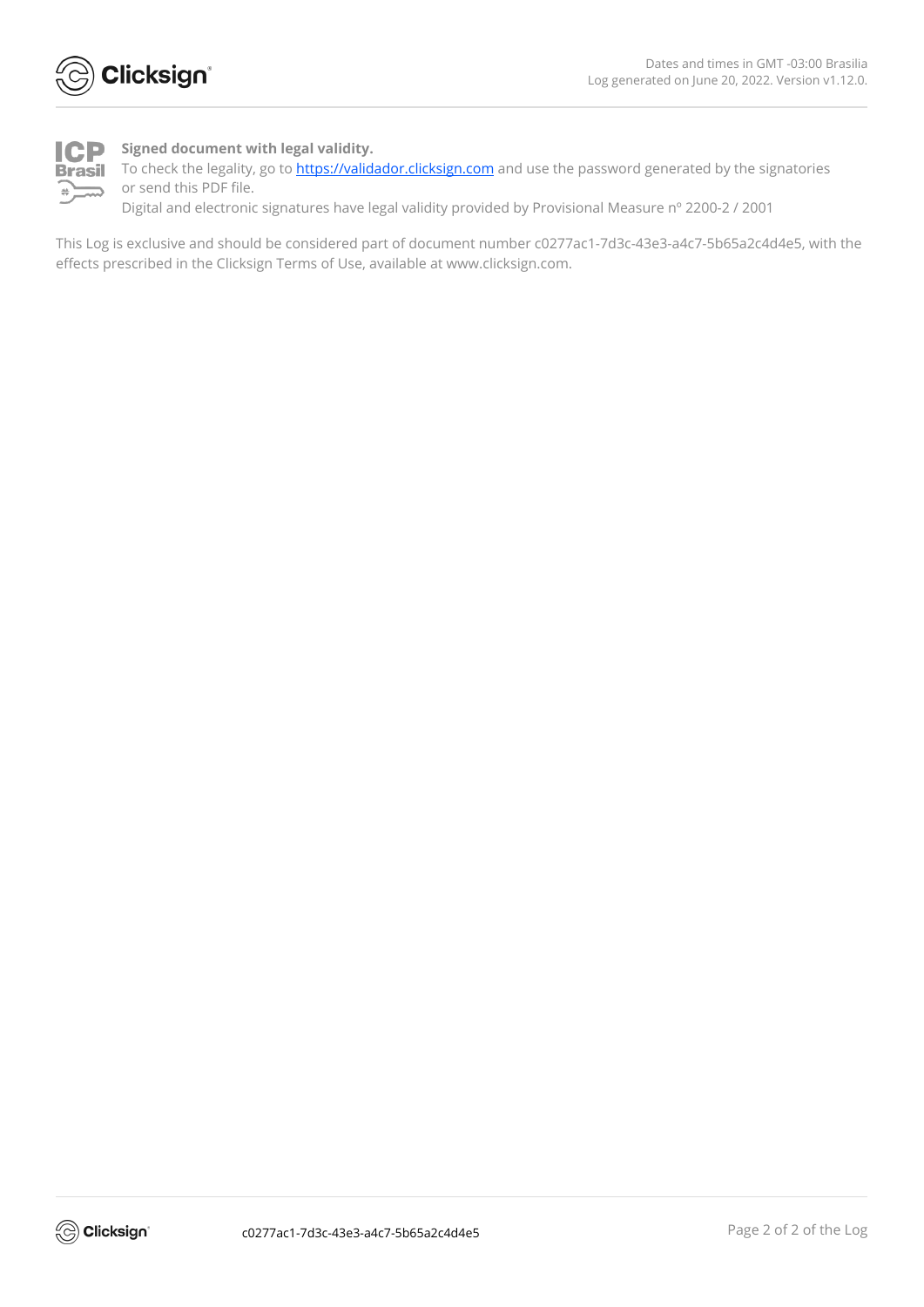Dates and times in GMT -03:00 Brasilia
Log generated on June 20, 2022. Version v1.12.0.

**Signed document with legal validity.**
To check the legality, go to https://validador.clicksign.com and use the password generated by the signatories or send this PDF file.
Digital and electronic signatures have legal validity provided by Provisional Measure nº 2200-2 / 2001

This Log is exclusive and should be considered part of document number c0277ac1-7d3c-43e3-a4c7-5b65a2c4d4e5, with the effects prescribed in the Clicksign Terms of Use, available at www.clicksign.com.

c0277ac1-7d3c-43e3-a4c7-5b65a2c4d4e5